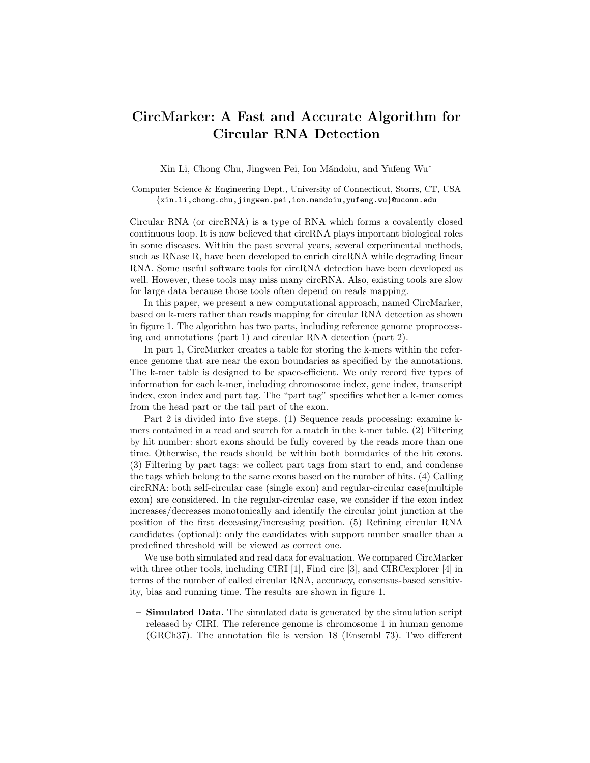# CircMarker: A Fast and Accurate Algorithm for Circular RNA Detection

Xin Li, Chong Chu, Jingwen Pei, Ion Măndoiu, and Yufeng Wu*

Computer Science & Engineering Dept., University of Connecticut, Storrs, CT, USA
{xin.li,chong.chu,jingwen.pei,ion.mandoiu,yufeng.wu}@uconn.edu

Circular RNA (or circRNA) is a type of RNA which forms a covalently closed continuous loop. It is now believed that circRNA plays important biological roles in some diseases. Within the past several years, several experimental methods, such as RNase R, have been developed to enrich circRNA while degrading linear RNA. Some useful software tools for circRNA detection have been developed as well. However, these tools may miss many circRNA. Also, existing tools are slow for large data because those tools often depend on reads mapping.

In this paper, we present a new computational approach, named CircMarker, based on k-mers rather than reads mapping for circular RNA detection as shown in figure 1. The algorithm has two parts, including reference genome proprocessing and annotations (part 1) and circular RNA detection (part 2).

In part 1, CircMarker creates a table for storing the k-mers within the reference genome that are near the exon boundaries as specified by the annotations. The k-mer table is designed to be space-efficient. We only record five types of information for each k-mer, including chromosome index, gene index, transcript index, exon index and part tag. The "part tag" specifies whether a k-mer comes from the head part or the tail part of the exon.

Part 2 is divided into five steps. (1) Sequence reads processing: examine k-mers contained in a read and search for a match in the k-mer table. (2) Filtering by hit number: short exons should be fully covered by the reads more than one time. Otherwise, the reads should be within both boundaries of the hit exons. (3) Filtering by part tags: we collect part tags from start to end, and condense the tags which belong to the same exons based on the number of hits. (4) Calling circRNA: both self-circular case (single exon) and regular-circular case(multiple exon) are considered. In the regular-circular case, we consider if the exon index increases/decreases monotonically and identify the circular joint junction at the position of the first deceasing/increasing position. (5) Refining circular RNA candidates (optional): only the candidates with support number smaller than a predefined threshold will be viewed as correct one.

We use both simulated and real data for evaluation. We compared CircMarker with three other tools, including CIRI [1], Find_circ [3], and CIRCexplorer [4] in terms of the number of called circular RNA, accuracy, consensus-based sensitivity, bias and running time. The results are shown in figure 1.

- **Simulated Data.** The simulated data is generated by the simulation script released by CIRI. The reference genome is chromosome 1 in human genome (GRCh37). The annotation file is version 18 (Ensembl 73). Two different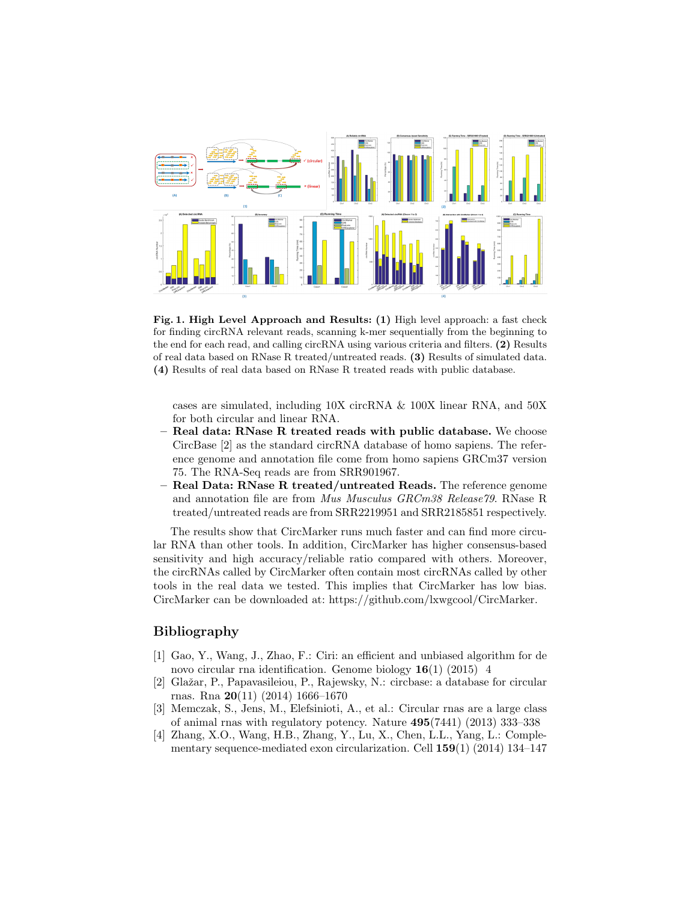**Fig. 1. High Level Approach and Results: (1)** High level approach: a fast check for finding circRNA relevant reads, scanning k-mer sequentially from the beginning to the end for each read, and calling circRNA using various criteria and filters. **(2)** Results of real data based on RNase R treated/untreated reads. **(3)** Results of simulated data. **(4)** Results of real data based on RNase R treated reads with public database.

cases are simulated, including 10X circRNA & 100X linear RNA, and 50X for both circular and linear RNA.

- **Real data: RNase R treated reads with public database.** We choose CircBase [2] as the standard circRNA database of homo sapiens. The reference genome and annotation file come from homo sapiens GRCm37 version 75. The RNA-Seq reads are from SRR901967.
- **Real Data: RNase R treated/untreated Reads.** The reference genome and annotation file are from *Mus Musculus GRCm38 Release79*. RNase R treated/untreated reads are from SRR2219951 and SRR2185851 respectively.

The results show that CircMarker runs much faster and can find more circular RNA than other tools. In addition, CircMarker has higher consensus-based sensitivity and high accuracy/reliable ratio compared with others. Moreover, the circRNAs called by CircMarker often contain most circRNAs called by other tools in the real data we tested. This implies that CircMarker has low bias. CircMarker can be downloaded at: https://github.com/lxwgcool/CircMarker.

## Bibliography

[1] Gao, Y., Wang, J., Zhao, F.: Ciri: an efficient and unbiased algorithm for de novo circular rna identification. Genome biology **16**(1) (2015) 4

[2] Glažar, P., Papavasileiou, P., Rajewsky, N.: circbase: a database for circular rnas. Rna **20**(11) (2014) 1666–1670

[3] Memczak, S., Jens, M., Elefsinioti, A., et al.: Circular rnas are a large class of animal rnas with regulatory potency. Nature **495**(7441) (2013) 333–338

[4] Zhang, X.O., Wang, H.B., Zhang, Y., Lu, X., Chen, L.L., Yang, L.: Complementary sequence-mediated exon circularization. Cell **159**(1) (2014) 134–147